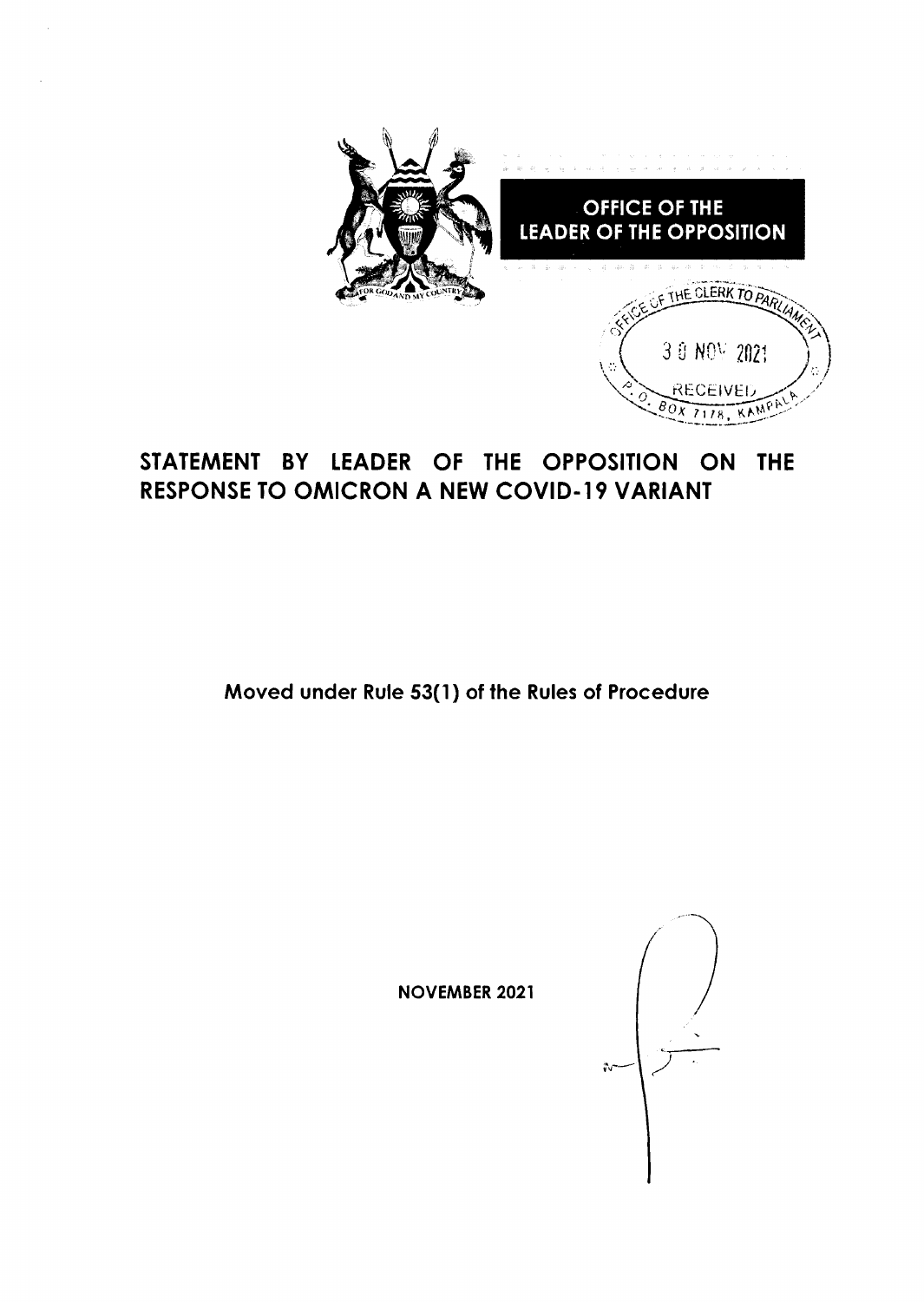**OFFICE OF THE LEADER OF THE OPPOSITION**

OFFICE OF THE CLERK TO PARLIAMENT
30 NOV 2021
RECEIVED
P.O. BOX 7178, KAMPALA

# STATEMENT BY LEADER OF THE OPPOSITION ON THE RESPONSE TO OMICRON A NEW COVID-19 VARIANT

**Moved under Rule 53(1) of the Rules of Procedure**

**NOVEMBER 2021**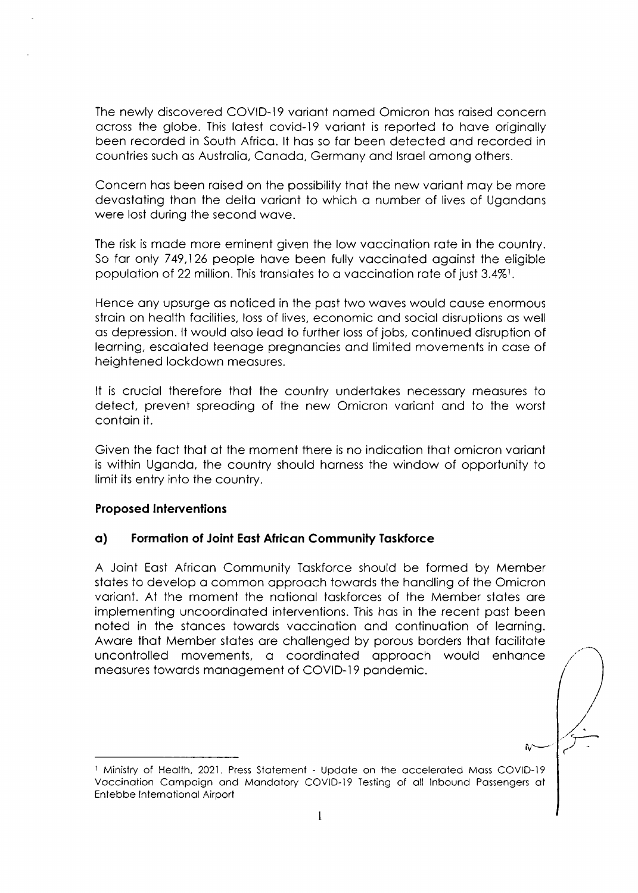The newly discovered COVID-19 variant named Omicron has raised concern across the globe. This latest covid-19 variant is reported to have originally been recorded in South Africa. It has so far been detected and recorded in countries such as Australia, Canada, Germany and Israel among others.

Concern has been raised on the possibility that the new variant may be more devastating than the delta variant to which a number of lives of Ugandans were lost during the second wave.

The risk is made more eminent given the low vaccination rate in the country. So far only 749,126 people have been fully vaccinated against the eligible population of 22 million. This translates to a vaccination rate of just 3.4%[1].

Hence any upsurge as noticed in the past two waves would cause enormous strain on health facilities, loss of lives, economic and social disruptions as well as depression. It would also lead to further loss of jobs, continued disruption of learning, escalated teenage pregnancies and limited movements in case of heightened lockdown measures.

It is crucial therefore that the country undertakes necessary measures to detect, prevent spreading of the new Omicron variant and to the worst contain it.

Given the fact that at the moment there is no indication that omicron variant is within Uganda, the country should harness the window of opportunity to limit its entry into the country.

### Proposed Interventions

#### a) Formation of Joint East African Community Taskforce

A Joint East African Community Taskforce should be formed by Member states to develop a common approach towards the handling of the Omicron variant. At the moment the national taskforces of the Member states are implementing uncoordinated interventions. This has in the recent past been noted in the stances towards vaccination and continuation of learning. Aware that Member states are challenged by porous borders that facilitate uncontrolled movements, a coordinated approach would enhance measures towards management of COVID-19 pandemic.

---

[1] Ministry of Health, 2021. Press Statement - Update on the accelerated Mass COVID-19 Vaccination Campaign and Mandatory COVID-19 Testing of all Inbound Passengers at Entebbe International Airport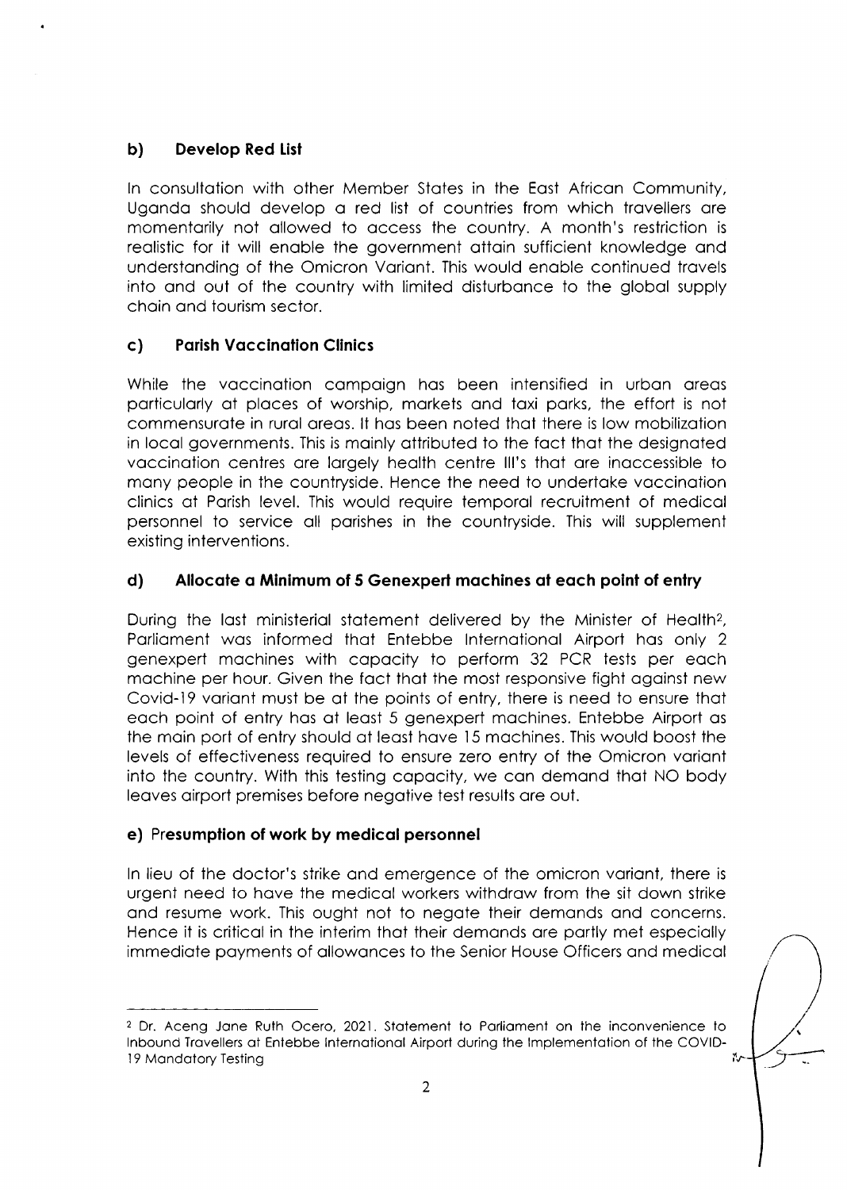### b) Develop Red List

In consultation with other Member States in the East African Community, Uganda should develop a red list of countries from which travellers are momentarily not allowed to access the country. A month's restriction is realistic for it will enable the government attain sufficient knowledge and understanding of the Omicron Variant. This would enable continued travels into and out of the country with limited disturbance to the global supply chain and tourism sector.

### c) Parish Vaccination Clinics

While the vaccination campaign has been intensified in urban areas particularly at places of worship, markets and taxi parks, the effort is not commensurate in rural areas. It has been noted that there is low mobilization in local governments. This is mainly attributed to the fact that the designated vaccination centres are largely health centre III's that are inaccessible to many people in the countryside. Hence the need to undertake vaccination clinics at Parish level. This would require temporal recruitment of medical personnel to service all parishes in the countryside. This will supplement existing interventions.

### d) Allocate a Minimum of 5 Genexpert machines at each point of entry

During the last ministerial statement delivered by the Minister of Health[2], Parliament was informed that Entebbe International Airport has only 2 genexpert machines with capacity to perform 32 PCR tests per each machine per hour. Given the fact that the most responsive fight against new Covid-19 variant must be at the points of entry, there is need to ensure that each point of entry has at least 5 genexpert machines. Entebbe Airport as the main port of entry should at least have 15 machines. This would boost the levels of effectiveness required to ensure zero entry of the Omicron variant into the country. With this testing capacity, we can demand that NO body leaves airport premises before negative test results are out.

### e) Presumption of work by medical personnel

In lieu of the doctor's strike and emergence of the omicron variant, there is urgent need to have the medical workers withdraw from the sit down strike and resume work. This ought not to negate their demands and concerns. Hence it is critical in the interim that their demands are partly met especially immediate payments of allowances to the Senior House Officers and medical

---

[2] Dr. Aceng Jane Ruth Ocero, 2021. Statement to Parliament on the inconvenience to Inbound Travellers at Entebbe International Airport during the Implementation of the COVID-19 Mandatory Testing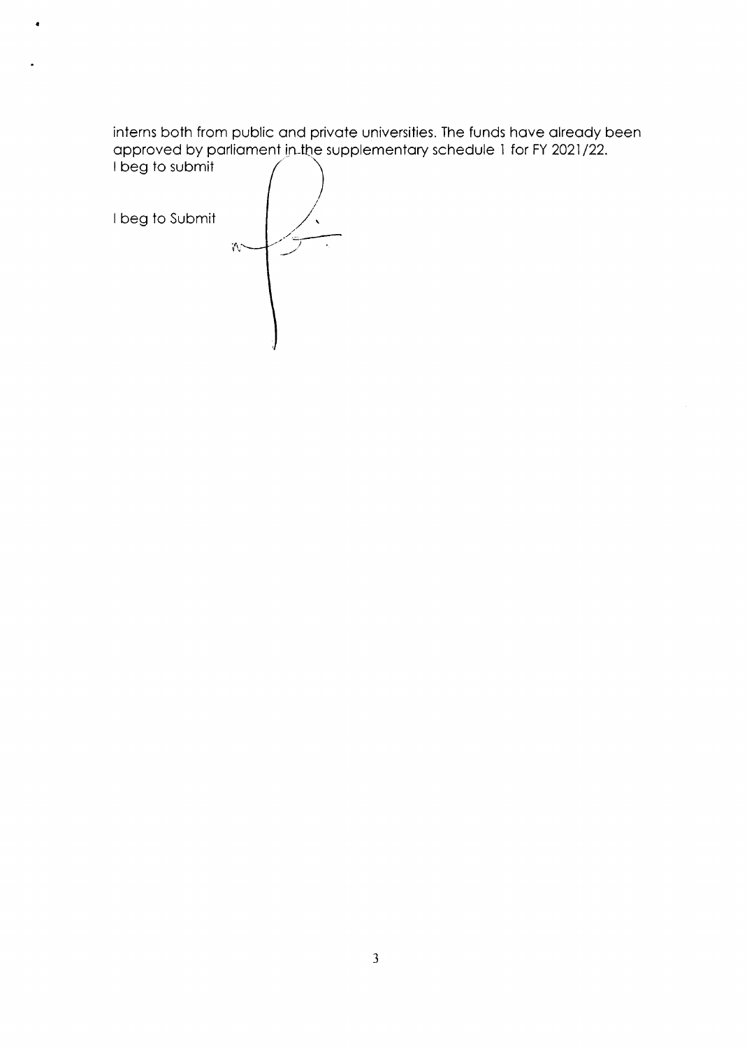interns both from public and private universities. The funds have already been approved by parliament in the supplementary schedule 1 for FY 2021/22.
I beg to submit

I beg to Submit